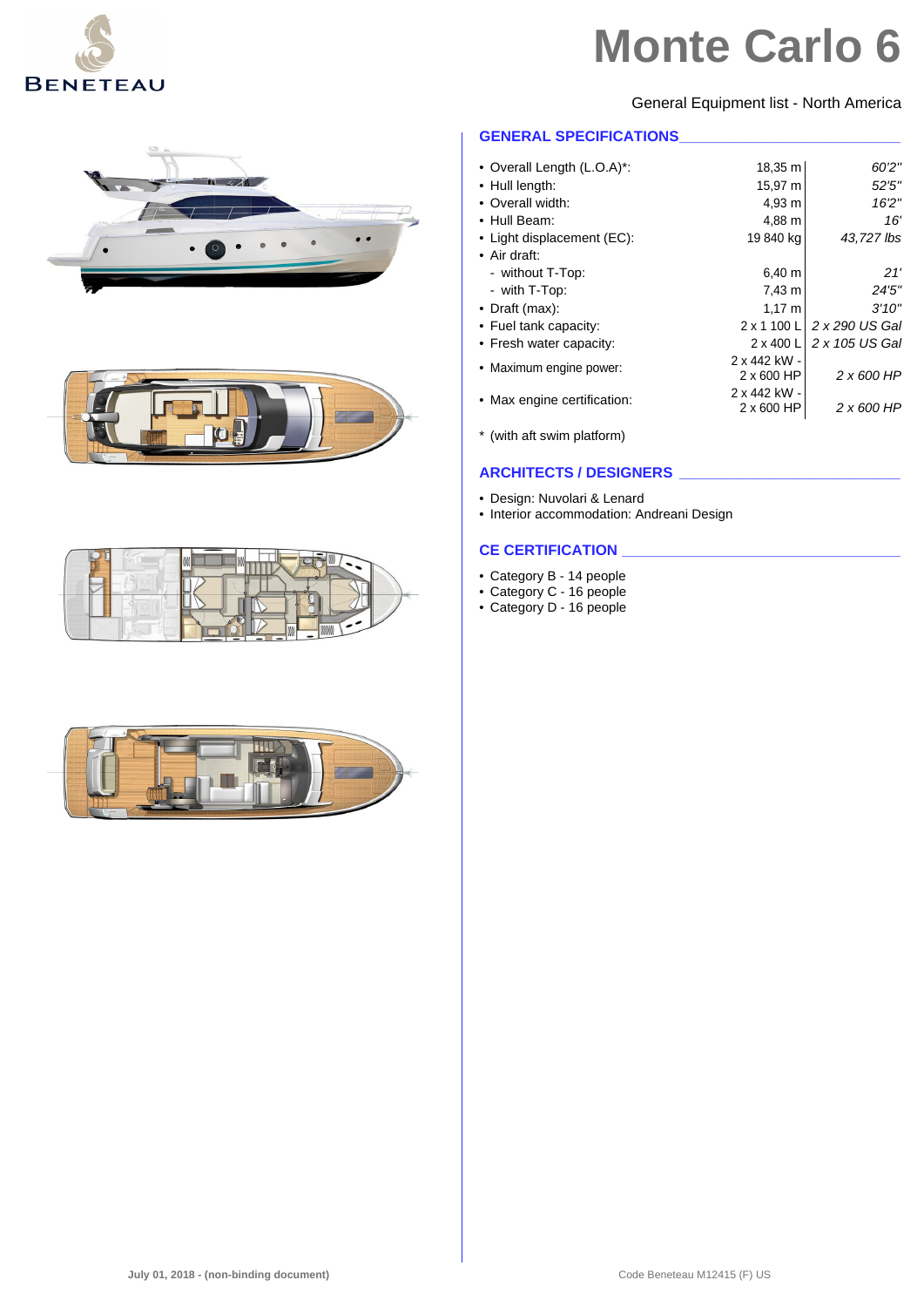# Monte Carlo 6

General Equipment list - North America

## GENERAL SPECIFICATIONS

| | | |
|---|---|---|
| • Overall Length (L.O.A)*: | 18,35 m | *60'2''* |
| • Hull length: | 15,97 m | *52'5''* |
| • Overall width: | 4,93 m | *16'2''* |
| • Hull Beam: | 4,88 m | *16'* |
| • Light displacement (EC): | 19 840 kg | *43,727 lbs* |
| • Air draft: | | |
| - without T-Top: | 6,40 m | *21'* |
| - with T-Top: | 7,43 m | *24'5''* |
| • Draft (max): | 1,17 m | *3'10''* |
| • Fuel tank capacity: | 2 x 1 100 L | *2 x 290 US Gal* |
| • Fresh water capacity: | 2 x 400 L | *2 x 105 US Gal* |
| • Maximum engine power: | 2 x 442 kW - 2 x 600 HP | *2 x 600 HP* |
| • Max engine certification: | 2 x 442 kW - 2 x 600 HP | *2 x 600 HP* |

* (with aft swim platform)

## ARCHITECTS / DESIGNERS

- Design: Nuvolari & Lenard
- Interior accommodation: Andreani Design

## CE CERTIFICATION

- Category B - 14 people
- Category C - 16 people
- Category D - 16 people

July 01, 2018 - (non-binding document)

Code Beneteau M12415 (F) US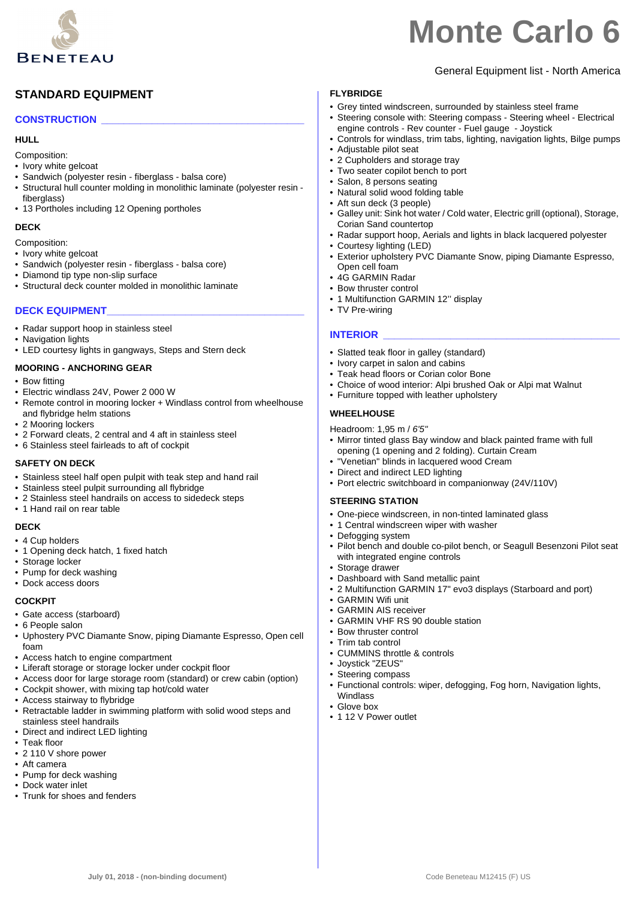# Monte Carlo 6

General Equipment list - North America

## STANDARD EQUIPMENT

### CONSTRUCTION

#### HULL

Composition:

- Ivory white gelcoat
- Sandwich (polyester resin - fiberglass - balsa core)
- Structural hull counter molding in monolithic laminate (polyester resin - fiberglass)
- 13 Portholes including 12 Opening portholes

#### DECK

Composition:

- Ivory white gelcoat
- Sandwich (polyester resin - fiberglass - balsa core)
- Diamond tip type non-slip surface
- Structural deck counter molded in monolithic laminate

### DECK EQUIPMENT

- Radar support hoop in stainless steel
- Navigation lights
- LED courtesy lights in gangways, Steps and Stern deck

#### MOORING - ANCHORING GEAR

- Bow fitting
- Electric windlass 24V, Power 2 000 W
- Remote control in mooring locker + Windlass control from wheelhouse and flybridge helm stations
- 2 Mooring lockers
- 2 Forward cleats, 2 central and 4 aft in stainless steel
- 6 Stainless steel fairleads to aft of cockpit

#### SAFETY ON DECK

- Stainless steel half open pulpit with teak step and hand rail
- Stainless steel pulpit surrounding all flybridge
- 2 Stainless steel handrails on access to sidedeck steps
- 1 Hand rail on rear table

#### DECK

- 4 Cup holders
- 1 Opening deck hatch, 1 fixed hatch
- Storage locker
- Pump for deck washing
- Dock access doors

#### COCKPIT

- Gate access (starboard)
- 6 People salon
- Uphostery PVC Diamante Snow, piping Diamante Espresso, Open cell foam
- Access hatch to engine compartment
- Liferaft storage or storage locker under cockpit floor
- Access door for large storage room (standard) or crew cabin (option)
- Cockpit shower, with mixing tap hot/cold water
- Access stairway to flybridge
- Retractable ladder in swimming platform with solid wood steps and stainless steel handrails
- Direct and indirect LED lighting
- Teak floor
- 2 110 V shore power
- Aft camera
- Pump for deck washing
- Dock water inlet
- Trunk for shoes and fenders

#### FLYBRIDGE

- Grey tinted windscreen, surrounded by stainless steel frame
- Steering console with: Steering compass - Steering wheel - Electrical engine controls - Rev counter - Fuel gauge - Joystick
- Controls for windlass, trim tabs, lighting, navigation lights, Bilge pumps
- Adjustable pilot seat
- 2 Cupholders and storage tray
- Two seater copilot bench to port
- Salon, 8 persons seating
- Natural solid wood folding table
- Aft sun deck (3 people)
- Galley unit: Sink hot water / Cold water, Electric grill (optional), Storage, Corian Sand countertop
- Radar support hoop, Aerials and lights in black lacquered polyester
- Courtesy lighting (LED)
- Exterior upholstery PVC Diamante Snow, piping Diamante Espresso, Open cell foam
- 4G GARMIN Radar
- Bow thruster control
- 1 Multifunction GARMIN 12'' display
- TV Pre-wiring

### INTERIOR

- Slatted teak floor in galley (standard)
- Ivory carpet in salon and cabins
- Teak head floors or Corian color Bone
- Choice of wood interior: Alpi brushed Oak or Alpi mat Walnut
- Furniture topped with leather upholstery

#### WHEELHOUSE

Headroom: 1,95 m / *6'5"*

- Mirror tinted glass Bay window and black painted frame with full opening (1 opening and 2 folding). Curtain Cream
- "Venetian" blinds in lacquered wood Cream
- Direct and indirect LED lighting
- Port electric switchboard in companionway (24V/110V)

#### STEERING STATION

- One-piece windscreen, in non-tinted laminated glass
- 1 Central windscreen wiper with washer
- Defogging system
- Pilot bench and double co-pilot bench, or Seagull Besenzoni Pilot seat with integrated engine controls
- Storage drawer
- Dashboard with Sand metallic paint
- 2 Multifunction GARMIN 17" evo3 displays (Starboard and port)
- GARMIN Wifi unit
- GARMIN AIS receiver
- GARMIN VHF RS 90 double station
- Bow thruster control
- Trim tab control
- CUMMINS throttle & controls
- Joystick "ZEUS"
- Steering compass
- Functional controls: wiper, defogging, Fog horn, Navigation lights, Windlass
- Glove box
- 1 12 V Power outlet

July 01, 2018 - (non-binding document)

Code Beneteau M12415 (F) US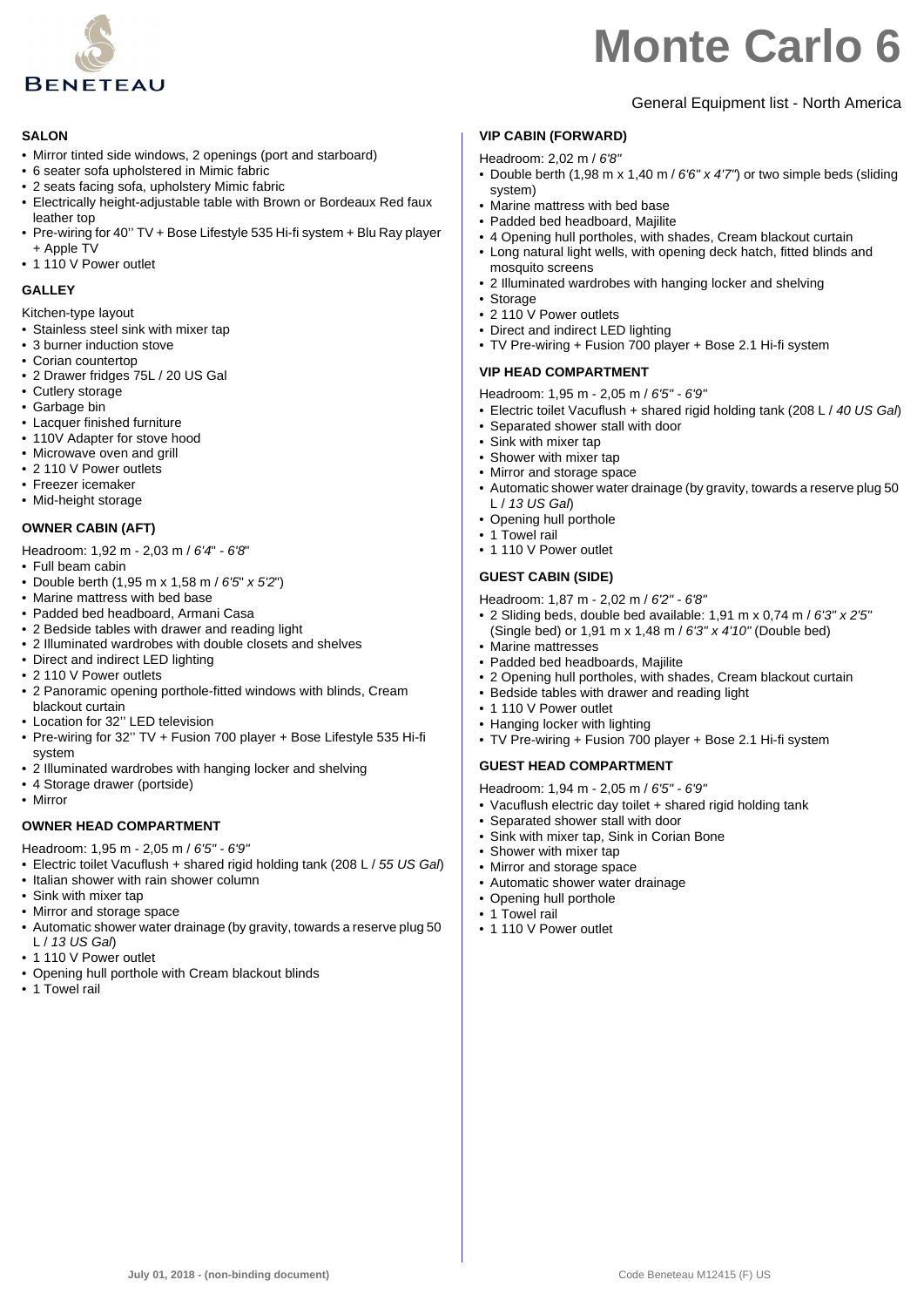# Monte Carlo 6

General Equipment list - North America

## SALON

- Mirror tinted side windows, 2 openings (port and starboard)
- 6 seater sofa upholstered in Mimic fabric
- 2 seats facing sofa, upholstery Mimic fabric
- Electrically height-adjustable table with Brown or Bordeaux Red faux leather top
- Pre-wiring for 40'' TV + Bose Lifestyle 535 Hi-fi system + Blu Ray player + Apple TV
- 1 110 V Power outlet

## GALLEY

Kitchen-type layout

- Stainless steel sink with mixer tap
- 3 burner induction stove
- Corian countertop
- 2 Drawer fridges 75L / 20 US Gal
- Cutlery storage
- Garbage bin
- Lacquer finished furniture
- 110V Adapter for stove hood
- Microwave oven and grill
- 2 110 V Power outlets
- Freezer icemaker
- Mid-height storage

## OWNER CABIN (AFT)

Headroom: 1,92 m - 2,03 m / *6'4" - 6'8"*

- Full beam cabin
- Double berth (1,95 m x 1,58 m / *6'5" x 5'2"*)
- Marine mattress with bed base
- Padded bed headboard, Armani Casa
- 2 Bedside tables with drawer and reading light
- 2 Illuminated wardrobes with double closets and shelves
- Direct and indirect LED lighting
- 2 110 V Power outlets
- 2 Panoramic opening porthole-fitted windows with blinds, Cream blackout curtain
- Location for 32'' LED television
- Pre-wiring for 32'' TV + Fusion 700 player + Bose Lifestyle 535 Hi-fi system
- 2 Illuminated wardrobes with hanging locker and shelving
- 4 Storage drawer (portside)
- Mirror

## OWNER HEAD COMPARTMENT

Headroom: 1,95 m - 2,05 m / *6'5" - 6'9"*

- Electric toilet Vacuflush + shared rigid holding tank (208 L / *55 US Gal*)
- Italian shower with rain shower column
- Sink with mixer tap
- Mirror and storage space
- Automatic shower water drainage (by gravity, towards a reserve plug 50 L / *13 US Gal*)
- 1 110 V Power outlet
- Opening hull porthole with Cream blackout blinds
- 1 Towel rail

## VIP CABIN (FORWARD)

Headroom: 2,02 m / *6'8"*

- Double berth (1,98 m x 1,40 m / *6'6" x 4'7"*) or two simple beds (sliding system)
- Marine mattress with bed base
- Padded bed headboard, Majilite
- 4 Opening hull portholes, with shades, Cream blackout curtain
- Long natural light wells, with opening deck hatch, fitted blinds and mosquito screens
- 2 Illuminated wardrobes with hanging locker and shelving
- Storage
- 2 110 V Power outlets
- Direct and indirect LED lighting
- TV Pre-wiring + Fusion 700 player + Bose 2.1 Hi-fi system

## VIP HEAD COMPARTMENT

Headroom: 1,95 m - 2,05 m / *6'5" - 6'9"*

- Electric toilet Vacuflush + shared rigid holding tank (208 L / *40 US Gal*)
- Separated shower stall with door
- Sink with mixer tap
- Shower with mixer tap
- Mirror and storage space
- Automatic shower water drainage (by gravity, towards a reserve plug 50 L / *13 US Gal*)
- Opening hull porthole
- 1 Towel rail
- 1 110 V Power outlet

## GUEST CABIN (SIDE)

Headroom: 1,87 m - 2,02 m / *6'2" - 6'8"*

- 2 Sliding beds, double bed available: 1,91 m x 0,74 m / *6'3" x 2'5"* (Single bed) or 1,91 m x 1,48 m / *6'3" x 4'10"* (Double bed)
- Marine mattresses
- Padded bed headboards, Majilite
- 2 Opening hull portholes, with shades, Cream blackout curtain
- Bedside tables with drawer and reading light
- 1 110 V Power outlet
- Hanging locker with lighting
- TV Pre-wiring + Fusion 700 player + Bose 2.1 Hi-fi system

## GUEST HEAD COMPARTMENT

Headroom: 1,94 m - 2,05 m / *6'5" - 6'9"*

- Vacuflush electric day toilet + shared rigid holding tank
- Separated shower stall with door
- Sink with mixer tap, Sink in Corian Bone
- Shower with mixer tap
- Mirror and storage space
- Automatic shower water drainage
- Opening hull porthole
- 1 Towel rail
- 1 110 V Power outlet

**July 01, 2018 - (non-binding document)**

Code Beneteau M12415 (F) US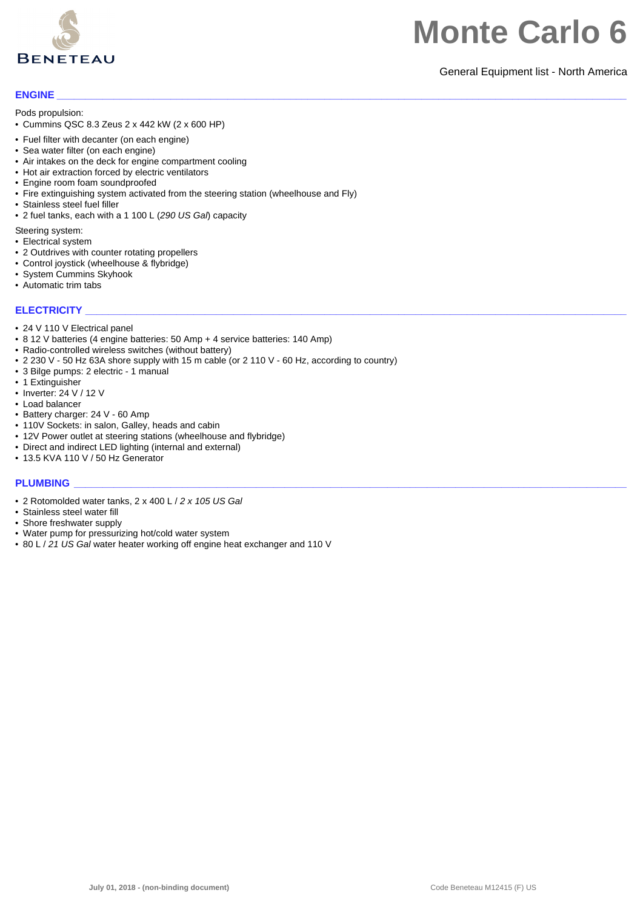# Monte Carlo 6

General Equipment list - North America

## ENGINE

Pods propulsion:

- Cummins QSC 8.3 Zeus 2 x 442 kW (2 x 600 HP)

- Fuel filter with decanter (on each engine)
- Sea water filter (on each engine)
- Air intakes on the deck for engine compartment cooling
- Hot air extraction forced by electric ventilators
- Engine room foam soundproofed
- Fire extinguishing system activated from the steering station (wheelhouse and Fly)
- Stainless steel fuel filler
- 2 fuel tanks, each with a 1 100 L (*290 US Gal*) capacity

Steering system:

- Electrical system
- 2 Outdrives with counter rotating propellers
- Control joystick (wheelhouse & flybridge)
- System Cummins Skyhook
- Automatic trim tabs

## ELECTRICITY

- 24 V 110 V Electrical panel
- 8 12 V batteries (4 engine batteries: 50 Amp + 4 service batteries: 140 Amp)
- Radio-controlled wireless switches (without battery)
- 2 230 V - 50 Hz 63A shore supply with 15 m cable (or 2 110 V - 60 Hz, according to country)
- 3 Bilge pumps: 2 electric - 1 manual
- 1 Extinguisher
- Inverter: 24 V / 12 V
- Load balancer
- Battery charger: 24 V - 60 Amp
- 110V Sockets: in salon, Galley, heads and cabin
- 12V Power outlet at steering stations (wheelhouse and flybridge)
- Direct and indirect LED lighting (internal and external)
- 13.5 KVA 110 V / 50 Hz Generator

## PLUMBING

- 2 Rotomolded water tanks, 2 x 400 L / *2 x 105 US Gal*
- Stainless steel water fill
- Shore freshwater supply
- Water pump for pressurizing hot/cold water system
- 80 L / *21 US Gal* water heater working off engine heat exchanger and 110 V

**July 01, 2018 - (non-binding document)**

Code Beneteau M12415 (F) US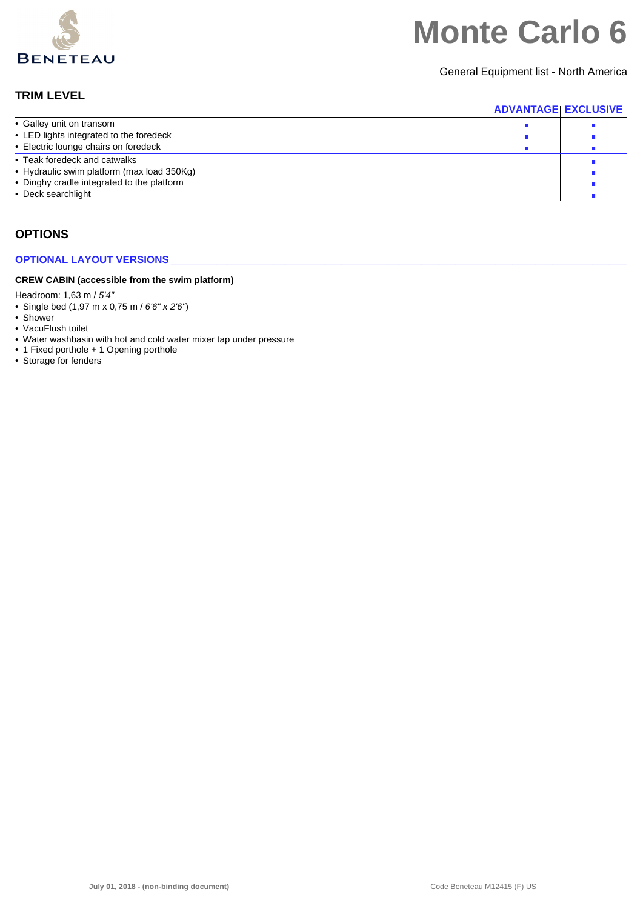# Monte Carlo 6

General Equipment list - North America

## TRIM LEVEL

| | ADVANTAGE | EXCLUSIVE |
|---|---|---|
| • Galley unit on transom | ■ | ■ |
| • LED lights integrated to the foredeck | ■ | ■ |
| • Electric lounge chairs on foredeck | ■ | ■ |
| • Teak foredeck and catwalks | | ■ |
| • Hydraulic swim platform (max load 350Kg) | | ■ |
| • Dinghy cradle integrated to the platform | | ■ |
| • Deck searchlight | | ■ |

## OPTIONS

### OPTIONAL LAYOUT VERSIONS

**CREW CABIN (accessible from the swim platform)**

Headroom: 1,63 m / *5'4"*

- Single bed (1,97 m x 0,75 m / *6'6" x 2'6"*)
- Shower
- VacuFlush toilet
- Water washbasin with hot and cold water mixer tap under pressure
- 1 Fixed porthole + 1 Opening porthole
- Storage for fenders

**July 01, 2018 - (non-binding document)**

Code Beneteau M12415 (F) US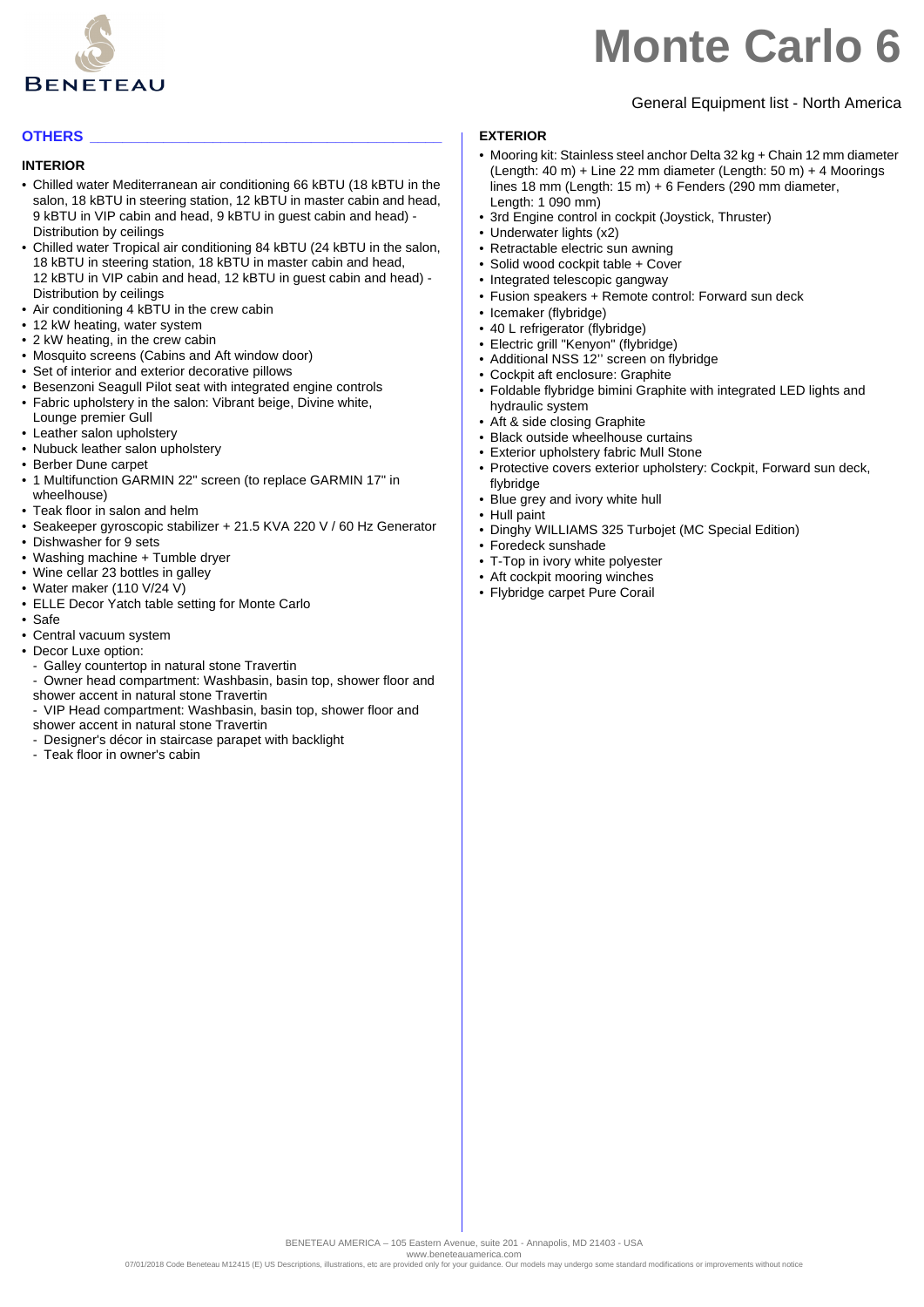# Monte Carlo 6

General Equipment list - North America

## OTHERS

### INTERIOR

- Chilled water Mediterranean air conditioning 66 kBTU (18 kBTU in the salon, 18 kBTU in steering station, 12 kBTU in master cabin and head, 9 kBTU in VIP cabin and head, 9 kBTU in guest cabin and head) - Distribution by ceilings
- Chilled water Tropical air conditioning 84 kBTU (24 kBTU in the salon, 18 kBTU in steering station, 18 kBTU in master cabin and head, 12 kBTU in VIP cabin and head, 12 kBTU in guest cabin and head) - Distribution by ceilings
- Air conditioning 4 kBTU in the crew cabin
- 12 kW heating, water system
- 2 kW heating, in the crew cabin
- Mosquito screens (Cabins and Aft window door)
- Set of interior and exterior decorative pillows
- Besenzoni Seagull Pilot seat with integrated engine controls
- Fabric upholstery in the salon: Vibrant beige, Divine white, Lounge premier Gull
- Leather salon upholstery
- Nubuck leather salon upholstery
- Berber Dune carpet
- 1 Multifunction GARMIN 22" screen (to replace GARMIN 17" in wheelhouse)
- Teak floor in salon and helm
- Seakeeper gyroscopic stabilizer + 21.5 KVA 220 V / 60 Hz Generator
- Dishwasher for 9 sets
- Washing machine + Tumble dryer
- Wine cellar 23 bottles in galley
- Water maker (110 V/24 V)
- ELLE Decor Yatch table setting for Monte Carlo
- Safe
- Central vacuum system
- Decor Luxe option:
  - Galley countertop in natural stone Travertin
  - Owner head compartment: Washbasin, basin top, shower floor and shower accent in natural stone Travertin
  - VIP Head compartment: Washbasin, basin top, shower floor and shower accent in natural stone Travertin
  - Designer's décor in staircase parapet with backlight
  - Teak floor in owner's cabin

### EXTERIOR

- Mooring kit: Stainless steel anchor Delta 32 kg + Chain 12 mm diameter (Length: 40 m) + Line 22 mm diameter (Length: 50 m) + 4 Moorings lines 18 mm (Length: 15 m) + 6 Fenders (290 mm diameter, Length: 1 090 mm)
- 3rd Engine control in cockpit (Joystick, Thruster)
- Underwater lights (x2)
- Retractable electric sun awning
- Solid wood cockpit table + Cover
- Integrated telescopic gangway
- Fusion speakers + Remote control: Forward sun deck
- Icemaker (flybridge)
- 40 L refrigerator (flybridge)
- Electric grill "Kenyon" (flybridge)
- Additional NSS 12'' screen on flybridge
- Cockpit aft enclosure: Graphite
- Foldable flybridge bimini Graphite with integrated LED lights and hydraulic system
- Aft & side closing Graphite
- Black outside wheelhouse curtains
- Exterior upholstery fabric Mull Stone
- Protective covers exterior upholstery: Cockpit, Forward sun deck, flybridge
- Blue grey and ivory white hull
- Hull paint
- Dinghy WILLIAMS 325 Turbojet (MC Special Edition)
- Foredeck sunshade
- T-Top in ivory white polyester
- Aft cockpit mooring winches
- Flybridge carpet Pure Corail

BENETEAU AMERICA – 105 Eastern Avenue, suite 201 - Annapolis, MD 21403 - USA
www.beneteauamerica.com
07/01/2018 Code Beneteau M12415 (E) US Descriptions, illustrations, etc are provided only for your guidance. Our models may undergo some standard modifications or improvements without notice